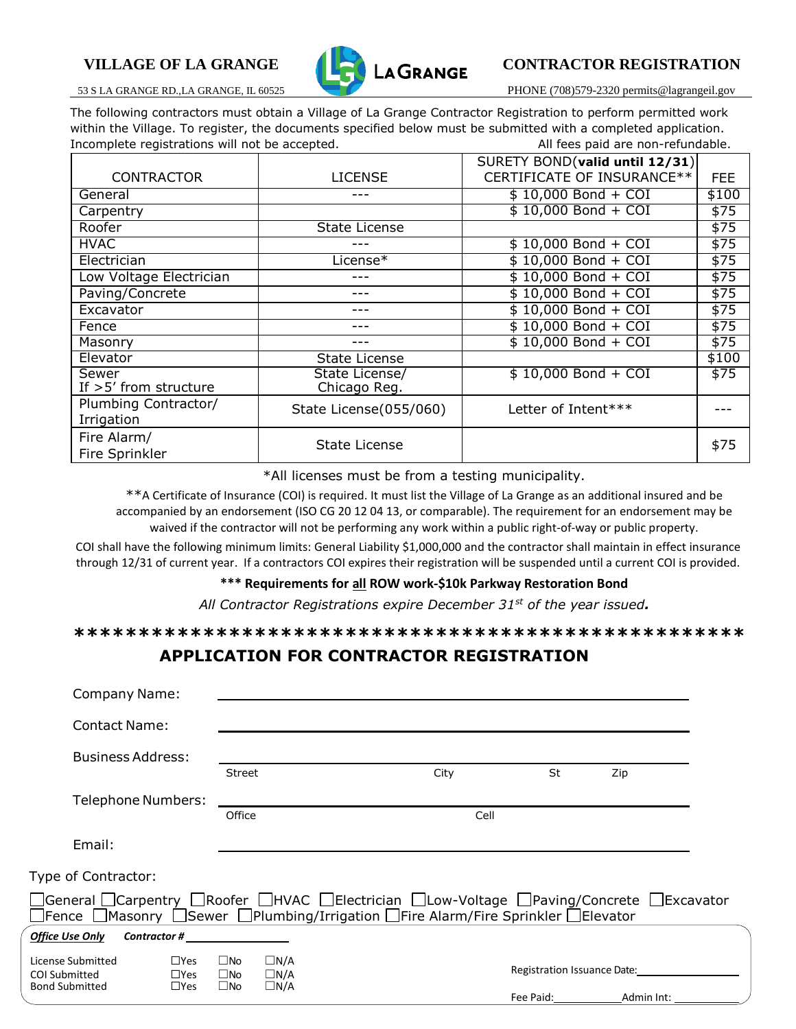**VILLAGE OF LA GRANGE** | **CONTRACTOR REGISTRATION**

53 S LA GRANGE RD.,LA GRANGE, IL 60525 | PHONE (708)579-2320 permits@lagrangeil.gov

The following contractors must obtain a Village of La Grange Contractor Registration to perform permitted work within the Village. To register, the documents specified below must be submitted with a completed application. Incomplete registrations will not be accepted. All fees paid are non-refundable.

| CONTRACTOR | LICENSE | SURETY BOND(**valid until 12/31**) CERTIFICATE OF INSURANCE** | FEE |
|---|---|---|---|
| General | --- | $ 10,000 Bond + COI | $100 |
| Carpentry | | $ 10,000 Bond + COI | $75 |
| Roofer | State License | | $75 |
| HVAC | --- | $ 10,000 Bond + COI | $75 |
| Electrician | License* | $ 10,000 Bond + COI | $75 |
| Low Voltage Electrician | --- | $ 10,000 Bond + COI | $75 |
| Paving/Concrete | --- | $ 10,000 Bond + COI | $75 |
| Excavator | --- | $ 10,000 Bond + COI | $75 |
| Fence | --- | $ 10,000 Bond + COI | $75 |
| Masonry | --- | $ 10,000 Bond + COI | $75 |
| Elevator | State License | | $100 |
| Sewer If >5' from structure | State License/ Chicago Reg. | $ 10,000 Bond + COI | $75 |
| Plumbing Contractor/ Irrigation | State License(055/060) | Letter of Intent*** | --- |
| Fire Alarm/ Fire Sprinkler | State License | | $75 |

*All licenses must be from a testing municipality.

**A Certificate of Insurance (COI) is required. It must list the Village of La Grange as an additional insured and be accompanied by an endorsement (ISO CG 20 12 04 13, or comparable). The requirement for an endorsement may be waived if the contractor will not be performing any work within a public right-of-way or public property.

COI shall have the following minimum limits: General Liability $1,000,000 and the contractor shall maintain in effect insurance through 12/31 of current year. If a contractors COI expires their registration will be suspended until a current COI is provided.

**\*\*\* Requirements for all ROW work-$10k Parkway Restoration Bond**

*All Contractor Registrations expire December 31st of the year issued.*

**\*\*\*\*\*\*\*\*\*\*\*\*\*\*\*\*\*\*\*\*\*\*\*\*\*\*\*\*\*\*\*\*\*\*\*\*\*\*\*\*\*\*\*\*\*\*\*\*\*\*\*\***

## APPLICATION FOR CONTRACTOR REGISTRATION

Company Name: ______________________________

Contact Name: ______________________________

Business Address: ______________________________
Street City St Zip

Telephone Numbers: ______________________________
Office Cell

Email: ______________________________

Type of Contractor:

☐General ☐Carpentry ☐Roofer ☐HVAC ☐Electrician ☐Low-Voltage ☐Paving/Concrete ☐Excavator
☐Fence ☐Masonry ☐Sewer ☐Plumbing/Irrigation ☐Fire Alarm/Fire Sprinkler ☐Elevator

***Office Use Only*** ***Contractor #*** __________

License Submitted ☐Yes ☐No ☐N/A
COI Submitted ☐Yes ☐No ☐N/A
Bond Submitted ☐Yes ☐No ☐N/A

Registration Issuance Date: __________

Fee Paid: __________ Admin Int: __________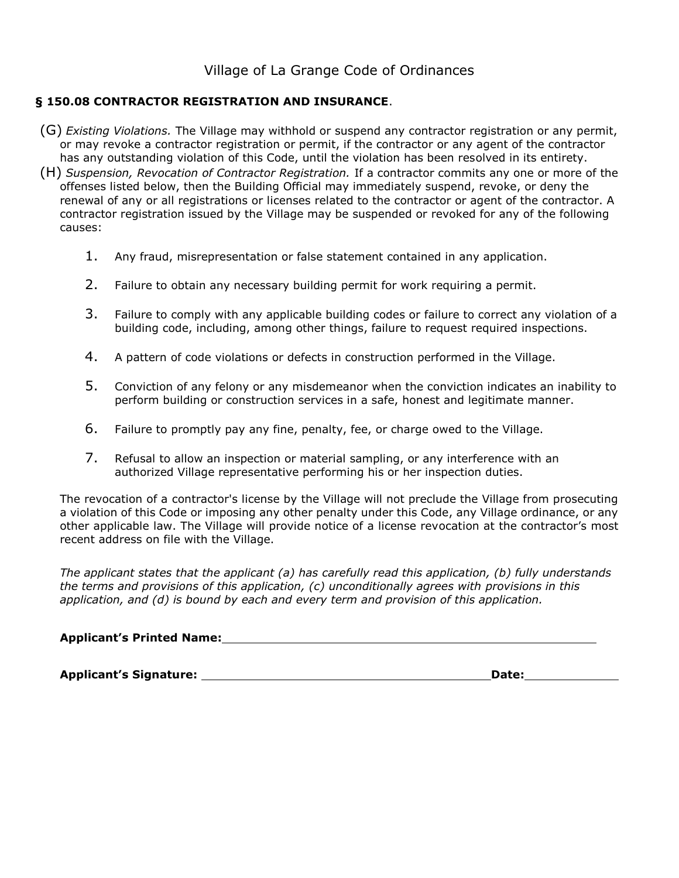Village of La Grange Code of Ordinances

**§ 150.08 CONTRACTOR REGISTRATION AND INSURANCE**.

(G) *Existing Violations.* The Village may withhold or suspend any contractor registration or any permit, or may revoke a contractor registration or permit, if the contractor or any agent of the contractor has any outstanding violation of this Code, until the violation has been resolved in its entirety.

(H) *Suspension, Revocation of Contractor Registration.* If a contractor commits any one or more of the offenses listed below, then the Building Official may immediately suspend, revoke, or deny the renewal of any or all registrations or licenses related to the contractor or agent of the contractor. A contractor registration issued by the Village may be suspended or revoked for any of the following causes:

1. Any fraud, misrepresentation or false statement contained in any application.
2. Failure to obtain any necessary building permit for work requiring a permit.
3. Failure to comply with any applicable building codes or failure to correct any violation of a building code, including, among other things, failure to request required inspections.
4. A pattern of code violations or defects in construction performed in the Village.
5. Conviction of any felony or any misdemeanor when the conviction indicates an inability to perform building or construction services in a safe, honest and legitimate manner.
6. Failure to promptly pay any fine, penalty, fee, or charge owed to the Village.
7. Refusal to allow an inspection or material sampling, or any interference with an authorized Village representative performing his or her inspection duties.

The revocation of a contractor's license by the Village will not preclude the Village from prosecuting a violation of this Code or imposing any other penalty under this Code, any Village ordinance, or any other applicable law. The Village will provide notice of a license revocation at the contractor's most recent address on file with the Village.

*The applicant states that the applicant (a) has carefully read this application, (b) fully understands the terms and provisions of this application, (c) unconditionally agrees with provisions in this application, and (d) is bound by each and every term and provision of this application.*

**Applicant's Printed Name:** ______________________________

**Applicant's Signature:** ______________________________ **Date:** ____________